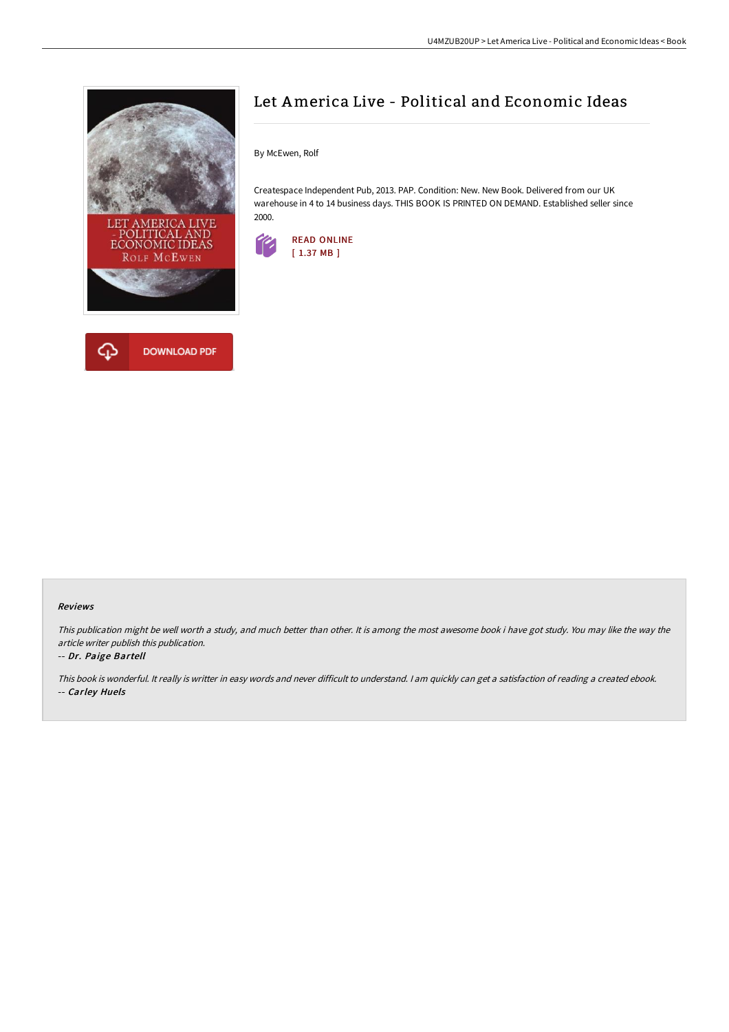# Let America Live - Political and Economic Ideas

By McEwen, Rolf

Createspace Independent Pub, 2013. PAP. Condition: New. New Book. Delivered from our UK warehouse in 4 to 14 business days. THIS BOOK IS PRINTED ON DEMAND. Established seller since 2000.

READ ONLINE
[ 1.37 MB ]

DOWNLOAD PDF

### Reviews

*This publication might be well worth a study, and much better than other. It is among the most awesome book i have got study. You may like the way the article writer publish this publication.*

*-- Dr. Paige Bartell*

*This book is wonderful. It really is writter in easy words and never difficult to understand. I am quickly can get a satisfaction of reading a created ebook.*

*-- Carley Huels*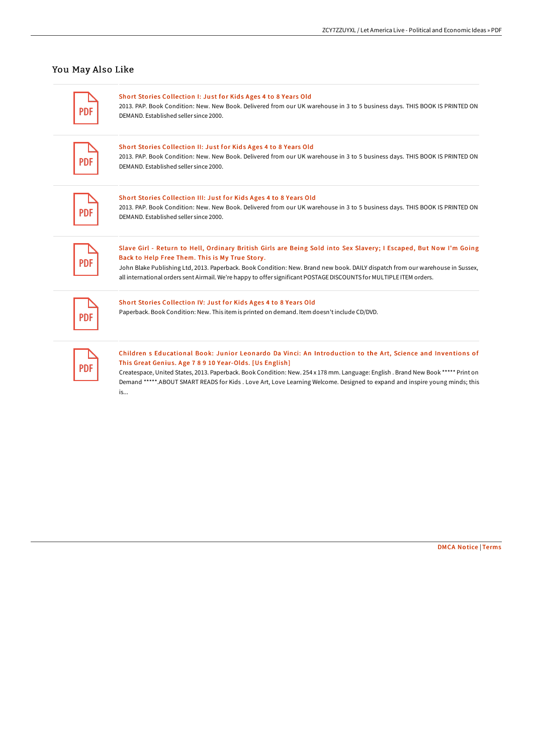## You May Also Like

**Short Stories Collection I: Just for Kids Ages 4 to 8 Years Old**

2013. PAP. Book Condition: New. New Book. Delivered from our UK warehouse in 3 to 5 business days. THIS BOOK IS PRINTED ON DEMAND. Established seller since 2000.

**Short Stories Collection II: Just for Kids Ages 4 to 8 Years Old**

2013. PAP. Book Condition: New. New Book. Delivered from our UK warehouse in 3 to 5 business days. THIS BOOK IS PRINTED ON DEMAND. Established seller since 2000.

**Short Stories Collection III: Just for Kids Ages 4 to 8 Years Old**

2013. PAP. Book Condition: New. New Book. Delivered from our UK warehouse in 3 to 5 business days. THIS BOOK IS PRINTED ON DEMAND. Established seller since 2000.

**Slave Girl - Return to Hell, Ordinary British Girls are Being Sold into Sex Slavery; I Escaped, But Now I'm Going Back to Help Free Them. This is My True Story.**

John Blake Publishing Ltd, 2013. Paperback. Book Condition: New. Brand new book. DAILY dispatch from our warehouse in Sussex, all international orders sent Airmail. We're happy to offer significant POSTAGE DISCOUNTS for MULTIPLE ITEM orders.

**Short Stories Collection IV: Just for Kids Ages 4 to 8 Years Old**

Paperback. Book Condition: New. This item is printed on demand. Item doesn't include CD/DVD.

**Children s Educational Book: Junior Leonardo Da Vinci: An Introduction to the Art, Science and Inventions of This Great Genius. Age 7 8 9 10 Year-Olds. [Us English]**

Createspace, United States, 2013. Paperback. Book Condition: New. 254 x 178 mm. Language: English . Brand New Book ***** Print on Demand *****.ABOUT SMART READS for Kids . Love Art, Love Learning Welcome. Designed to expand and inspire young minds; this is...

DMCA Notice | Terms